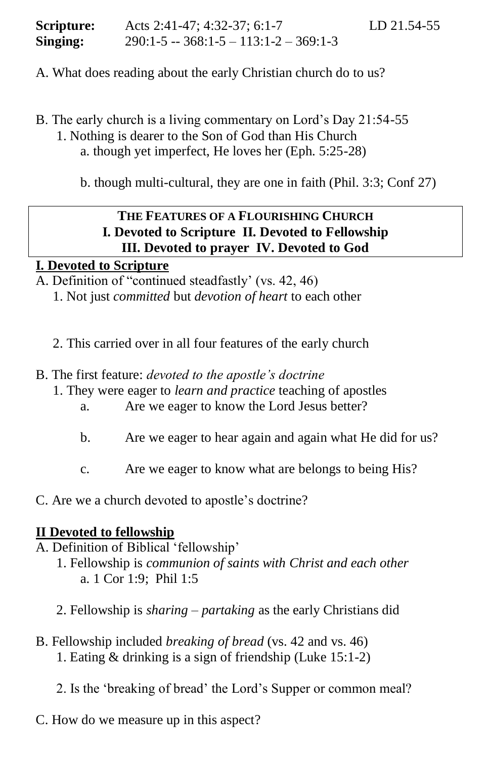**Scripture:** Acts 2:41-47; 4:32-37; 6:1-7 LD 21.54-55
**Singing:** 290:1-5 -- 368:1-5 – 113:1-2 – 369:1-3

A. What does reading about the early Christian church do to us?

B. The early church is a living commentary on Lord's Day 21:54-55
- 1. Nothing is dearer to the Son of God than His Church
  - a. though yet imperfect, He loves her (Eph. 5:25-28)
  - b. though multi-cultural, they are one in faith (Phil. 3:3; Conf 27)

**THE FEATURES OF A FLOURISHING CHURCH**
**I. Devoted to Scripture II. Devoted to Fellowship**
**III. Devoted to prayer IV. Devoted to God**

## I. Devoted to Scripture

A. Definition of "continued steadfastly' (vs. 42, 46)
- 1. Not just *committed* but *devotion of heart* to each other
- 2. This carried over in all four features of the early church

B. The first feature: *devoted to the apostle's doctrine*
- 1. They were eager to *learn and practice* teaching of apostles
  - a. Are we eager to know the Lord Jesus better?
  - b. Are we eager to hear again and again what He did for us?
  - c. Are we eager to know what are belongs to being His?

C. Are we a church devoted to apostle's doctrine?

## II Devoted to fellowship

A. Definition of Biblical 'fellowship'
- 1. Fellowship is *communion of saints with Christ and each other*
  - a. 1 Cor 1:9; Phil 1:5
- 2. Fellowship is *sharing* – *partaking* as the early Christians did

B. Fellowship included *breaking of bread* (vs. 42 and vs. 46)
- 1. Eating & drinking is a sign of friendship (Luke 15:1-2)
- 2. Is the 'breaking of bread' the Lord's Supper or common meal?

C. How do we measure up in this aspect?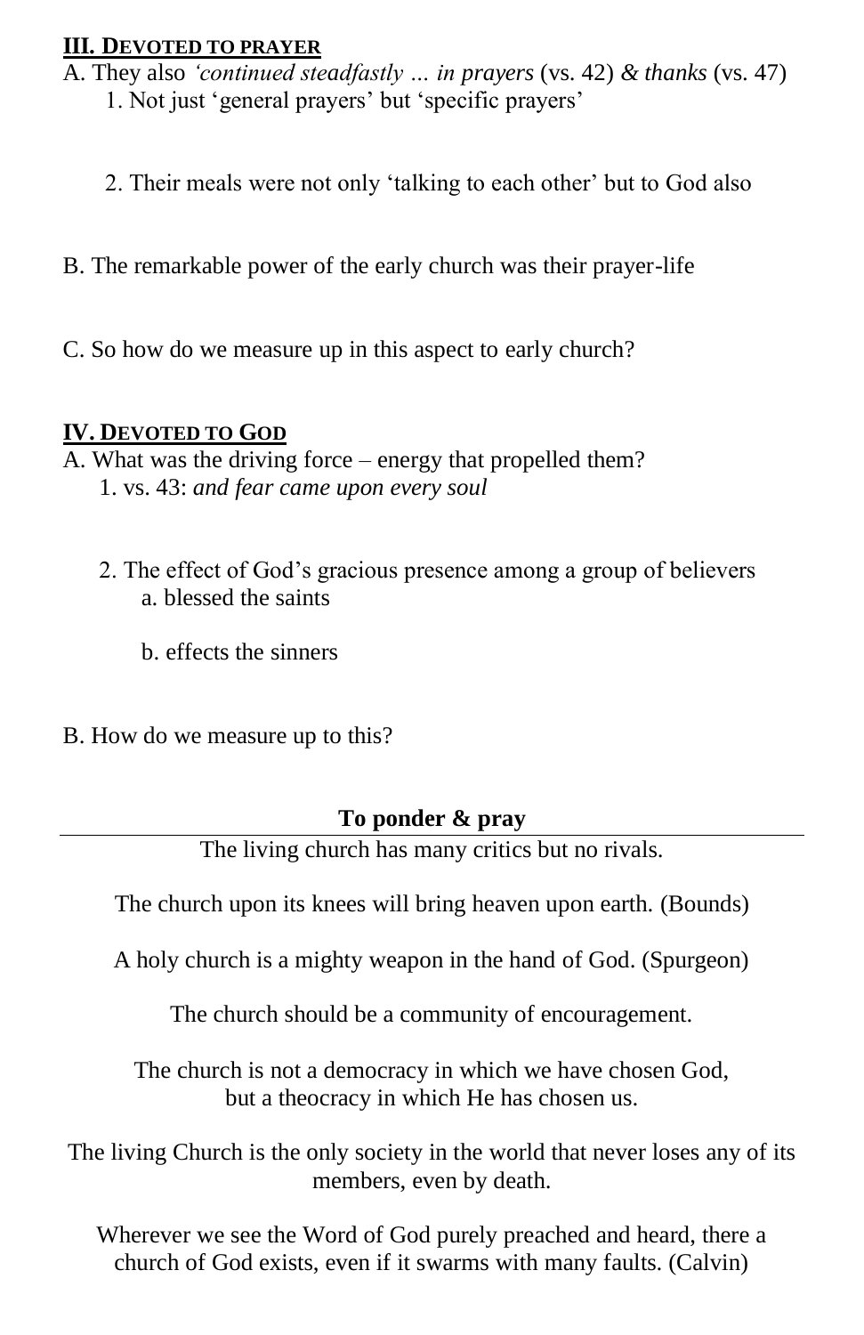## III. Devoted to prayer

A. They also *'continued steadfastly … in prayers* (vs. 42) *& thanks* (vs. 47)

1. Not just 'general prayers' but 'specific prayers'

2. Their meals were not only 'talking to each other' but to God also

B. The remarkable power of the early church was their prayer-life

C. So how do we measure up in this aspect to early church?

## IV. Devoted to God

A. What was the driving force – energy that propelled them?

1. vs. 43: *and fear came upon every soul*

2. The effect of God's gracious presence among a group of believers
    a. blessed the saints

    b. effects the sinners

B. How do we measure up to this?

**To ponder & pray**

---

The living church has many critics but no rivals.

The church upon its knees will bring heaven upon earth. (Bounds)

A holy church is a mighty weapon in the hand of God. (Spurgeon)

The church should be a community of encouragement.

The church is not a democracy in which we have chosen God,
but a theocracy in which He has chosen us.

The living Church is the only society in the world that never loses any of its members, even by death.

Wherever we see the Word of God purely preached and heard, there a church of God exists, even if it swarms with many faults. (Calvin)